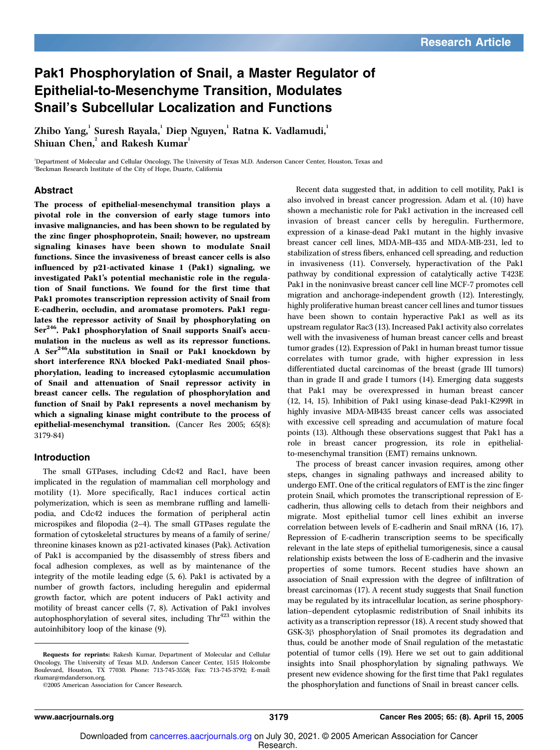Research Article

# Pak1 Phosphorylation of Snail, a Master Regulator of Epithelial-to-Mesenchyme Transition, Modulates Snail's Subcellular Localization and Functions

Zhibo Yang,[1] Suresh Rayala,[1] Diep Nguyen,[1] Ratna K. Vadlamudi,[1] Shiuan Chen,[2] and Rakesh Kumar[1]

[1]Department of Molecular and Cellular Oncology, The University of Texas M.D. Anderson Cancer Center, Houston, Texas and
[2]Beckman Research Institute of the City of Hope, Duarte, California

## Abstract

**The process of epithelial-mesenchymal transition plays a pivotal role in the conversion of early stage tumors into invasive malignancies, and has been shown to be regulated by the zinc finger phosphoprotein, Snail; however, no upstream signaling kinases have been shown to modulate Snail functions. Since the invasiveness of breast cancer cells is also influenced by p21-activated kinase 1 (Pak1) signaling, we investigated Pak1's potential mechanistic role in the regulation of Snail functions. We found for the first time that Pak1 promotes transcription repression activity of Snail from E-cadherin, occludin, and aromatase promoters. Pak1 regulates the repressor activity of Snail by phosphorylating on Ser$^{246}$. Pak1 phosphorylation of Snail supports Snail's accumulation in the nucleus as well as its repressor functions. A Ser$^{246}$Ala substitution in Snail or Pak1 knockdown by short interference RNA blocked Pak1-mediated Snail phosphorylation, leading to increased cytoplasmic accumulation of Snail and attenuation of Snail repressor activity in breast cancer cells. The regulation of phosphorylation and function of Snail by Pak1 represents a novel mechanism by which a signaling kinase might contribute to the process of epithelial-mesenchymal transition.** (Cancer Res 2005; 65(8): 3179-84)

## Introduction

The small GTPases, including Cdc42 and Rac1, have been implicated in the regulation of mammalian cell morphology and motility (1). More specifically, Rac1 induces cortical actin polymerization, which is seen as membrane ruffling and lamellipodia, and Cdc42 induces the formation of peripheral actin microspikes and filopodia (2–4). The small GTPases regulate the formation of cytoskeletal structures by means of a family of serine/threonine kinases known as p21-activated kinases (Pak). Activation of Pak1 is accompanied by the disassembly of stress fibers and focal adhesion complexes, as well as by maintenance of the integrity of the motile leading edge (5, 6). Pak1 is activated by a number of growth factors, including heregulin and epidermal growth factor, which are potent inducers of Pak1 activity and motility of breast cancer cells (7, 8). Activation of Pak1 involves autophosphorylation of several sites, including Thr$^{423}$ within the autoinhibitory loop of the kinase (9).

Recent data suggested that, in addition to cell motility, Pak1 is also involved in breast cancer progression. Adam et al. (10) have shown a mechanistic role for Pak1 activation in the increased cell invasion of breast cancer cells by heregulin. Furthermore, expression of a kinase-dead Pak1 mutant in the highly invasive breast cancer cell lines, MDA-MB-435 and MDA-MB-231, led to stabilization of stress fibers, enhanced cell spreading, and reduction in invasiveness (11). Conversely, hyperactivation of the Pak1 pathway by conditional expression of catalytically active T423E Pak1 in the noninvasive breast cancer cell line MCF-7 promotes cell migration and anchorage-independent growth (12). Interestingly, highly proliferative human breast cancer cell lines and tumor tissues have been shown to contain hyperactive Pak1 as well as its upstream regulator Rac3 (13). Increased Pak1 activity also correlates well with the invasiveness of human breast cancer cells and breast tumor grades (12). Expression of Pak1 in human breast tumor tissue correlates with tumor grade, with higher expression in less differentiated ductal carcinomas of the breast (grade III tumors) than in grade II and grade I tumors (14). Emerging data suggests that Pak1 may be overexpressed in human breast cancer (12, 14, 15). Inhibition of Pak1 using kinase-dead Pak1-K299R in highly invasive MDA-MB435 breast cancer cells was associated with excessive cell spreading and accumulation of mature focal points (13). Although these observations suggest that Pak1 has a role in breast cancer progression, its role in epithelial-to-mesenchymal transition (EMT) remains unknown.

The process of breast cancer invasion requires, among other steps, changes in signaling pathways and increased ability to undergo EMT. One of the critical regulators of EMT is the zinc finger protein Snail, which promotes the transcriptional repression of E-cadherin, thus allowing cells to detach from their neighbors and migrate. Most epithelial tumor cell lines exhibit an inverse correlation between levels of E-cadherin and Snail mRNA (16, 17). Repression of E-cadherin transcription seems to be specifically relevant in the late steps of epithelial tumorigenesis, since a causal relationship exists between the loss of E-cadherin and the invasive properties of some tumors. Recent studies have shown an association of Snail expression with the degree of infiltration of breast carcinomas (17). A recent study suggests that Snail function may be regulated by its intracellular location, as serine phosphorylation–dependent cytoplasmic redistribution of Snail inhibits its activity as a transcription repressor (18). A recent study showed that GSK-3β phosphorylation of Snail promotes its degradation and thus, could be another mode of Snail regulation of the metastatic potential of tumor cells (19). Here we set out to gain additional insights into Snail phosphorylation by signaling pathways. We present new evidence showing for the first time that Pak1 regulates the phosphorylation and functions of Snail in breast cancer cells.

**Requests for reprints:** Rakesh Kumar, Department of Molecular and Cellular Oncology, The University of Texas M.D. Anderson Cancer Center, 1515 Holcombe Boulevard, Houston, TX 77030. Phone: 713-745-3558; Fax: 713-745-3792; E-mail: rkumar@mdanderson.org.

©2005 American Association for Cancer Research.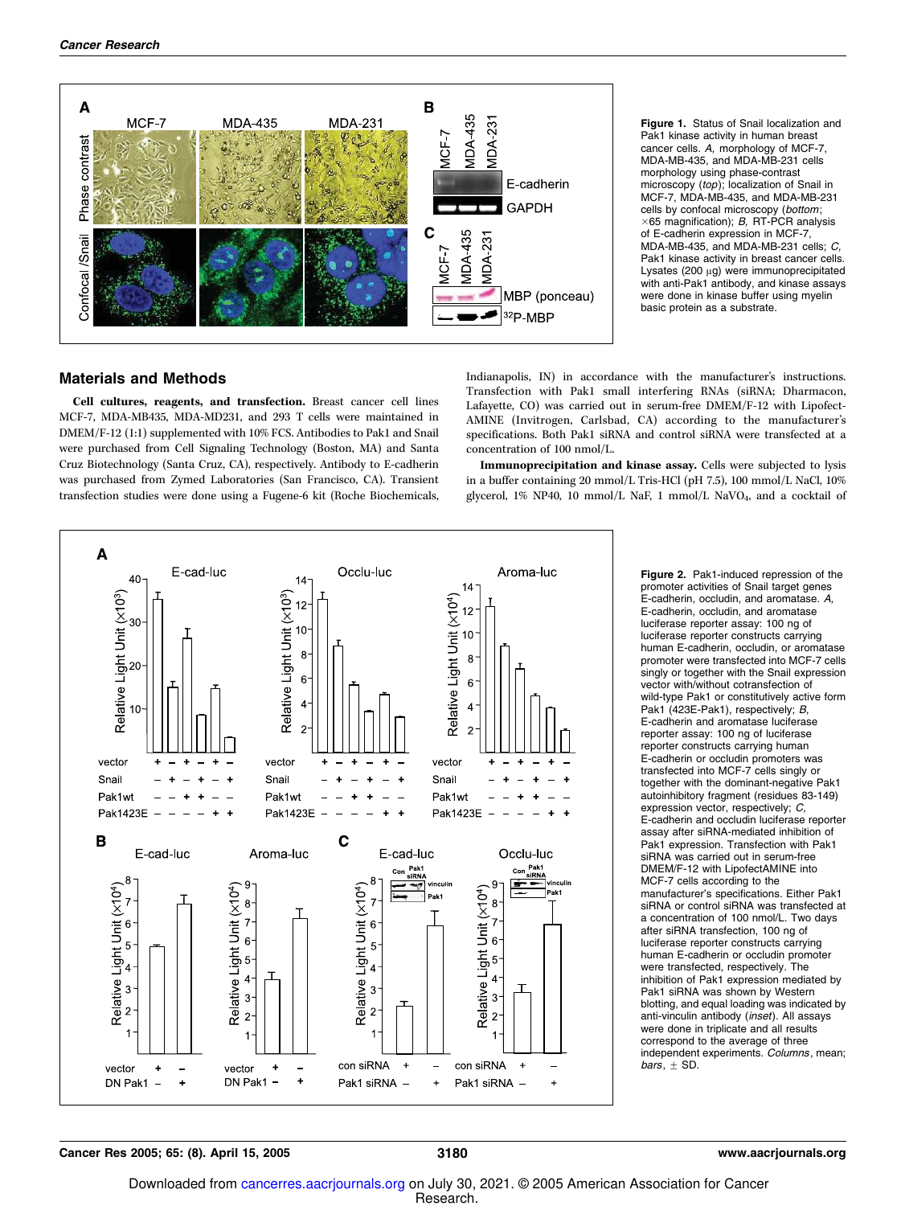**Figure 1.** Status of Snail localization and Pak1 kinase activity in human breast cancer cells. *A,* morphology of MCF-7, MDA-MB-435, and MDA-MB-231 cells morphology using phase-contrast microscopy (*top*); localization of Snail in MCF-7, MDA-MB-435, and MDA-MB-231 cells by confocal microscopy (*bottom*; ×65 magnification); *B,* RT-PCR analysis of E-cadherin expression in MCF-7, MDA-MB-435, and MDA-MB-231 cells; *C,* Pak1 kinase activity in breast cancer cells. Lysates (200 μg) were immunoprecipitated with anti-Pak1 antibody, and kinase assays were done in kinase buffer using myelin basic protein as a substrate.

## Materials and Methods

**Cell cultures, reagents, and transfection.** Breast cancer cell lines MCF-7, MDA-MB435, MDA-MD231, and 293 T cells were maintained in DMEM/F-12 (1:1) supplemented with 10% FCS. Antibodies to Pak1 and Snail were purchased from Cell Signaling Technology (Boston, MA) and Santa Cruz Biotechnology (Santa Cruz, CA), respectively. Antibody to E-cadherin was purchased from Zymed Laboratories (San Francisco, CA). Transient transfection studies were done using a Fugene-6 kit (Roche Biochemicals, Indianapolis, IN) in accordance with the manufacturer's instructions. Transfection with Pak1 small interfering RNAs (siRNA; Dharmacon, Lafayette, CO) was carried out in serum-free DMEM/F-12 with LipofectAMINE (Invitrogen, Carlsbad, CA) according to the manufacturer's specifications. Both Pak1 siRNA and control siRNA were transfected at a concentration of 100 nmol/L.

**Immunoprecipitation and kinase assay.** Cells were subjected to lysis in a buffer containing 20 mmol/L Tris-HCl (pH 7.5), 100 mmol/L NaCl, 10% glycerol, 1% NP40, 10 mmol/L NaF, 1 mmol/L $NaVO_4$, and a cocktail of

**Figure 2.** Pak1-induced repression of the promoter activities of Snail target genes E-cadherin, occludin, and aromatase. *A,* E-cadherin, occludin, and aromatase luciferase reporter assay: 100 ng of luciferase reporter constructs carrying human E-cadherin, occludin, or aromatase promoter were transfected into MCF-7 cells singly or together with the Snail expression vector with/without cotransfection of wild-type Pak1 or constitutively active form Pak1 (423E-Pak1), respectively; *B,* E-cadherin and aromatase luciferase reporter assay: 100 ng of luciferase reporter constructs carrying human E-cadherin or occludin promoters was transfected into MCF-7 cells singly or together with the dominant-negative Pak1 autoinhibitory fragment (residues 83-149) expression vector, respectively; *C,* E-cadherin and occludin luciferase reporter assay after siRNA-mediated inhibition of Pak1 expression. Transfection with Pak1 siRNA was carried out in serum-free DMEM/F-12 with LipofectAMINE into MCF-7 cells according to the manufacturer's specifications. Either Pak1 siRNA or control siRNA was transfected at a concentration of 100 nmol/L. Two days after siRNA transfection, 100 ng of luciferase reporter constructs carrying human E-cadherin or occludin promoter were transfected, respectively. The inhibition of Pak1 expression mediated by Pak1 siRNA was shown by Western blotting, and equal loading was indicated by anti-vinculin antibody (*inset*). All assays were done in triplicate and all results correspond to the average of three independent experiments. *Columns*, mean; *bars*, ± SD.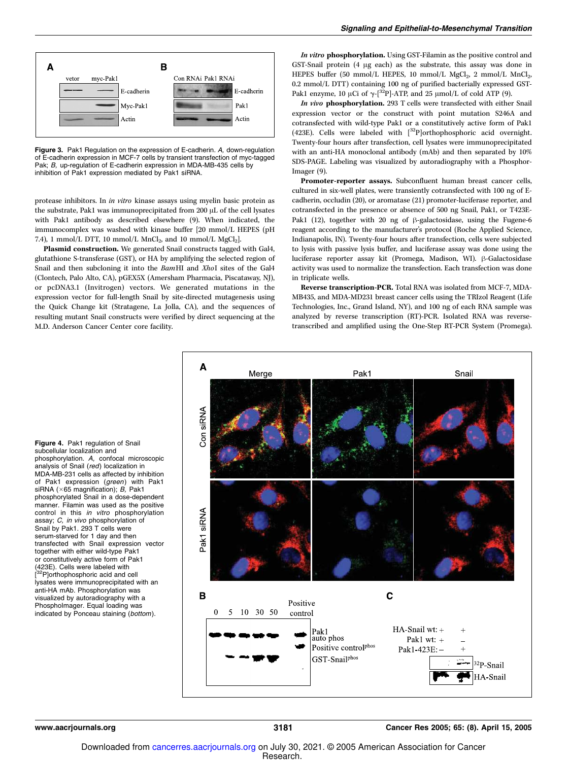Figure 3. Pak1 Regulation on the expression of E-cadherin. *A,* down-regulation of E-cadherin expression in MCF-7 cells by transient transfection of myc-tagged Pak; *B,* up-regulation of E-cadherin expression in MDA-MB-435 cells by inhibition of Pak1 expression mediated by Pak1 siRNA.

protease inhibitors. In *in vitro* kinase assays using myelin basic protein as the substrate, Pak1 was immunoprecipitated from 200 μL of the cell lysates with Pak1 antibody as described elsewhere (9). When indicated, the immunocomplex was washed with kinase buffer [20 mmol/L HEPES (pH 7.4), 1 mmol/L DTT, 10 mmol/L $MnCl_2$, and 10 mmol/L $MgCl_2$].

**Plasmid construction.** We generated Snail constructs tagged with Gal4, glutathione S-transferase (GST), or HA by amplifying the selected region of Snail and then subcloning it into the *Bam*HI and *Xho*I sites of the Gal4 (Clontech, Palo Alto, CA), pGEX5X (Amersham Pharmacia, Piscataway, NJ), or pcDNA3.1 (Invitrogen) vectors. We generated mutations in the expression vector for full-length Snail by site-directed mutagenesis using the Quick Change kit (Stratagene, La Jolla, CA), and the sequences of resulting mutant Snail constructs were verified by direct sequencing at the M.D. Anderson Cancer Center core facility.

***In vitro* phosphorylation.** Using GST-Filamin as the positive control and GST-Snail protein (4 μg each) as the substrate, this assay was done in HEPES buffer (50 mmol/L HEPES, 10 mmol/L $MgCl_2$, 2 mmol/L $MnCl_2$, 0.2 mmol/L DTT) containing 100 ng of purified bacterially expressed GST-Pak1 enzyme, 10 μCi of γ-[$^{32}$P]-ATP, and 25 μmol/L of cold ATP (9).

***In vivo* phosphorylation.** 293 T cells were transfected with either Snail expression vector or the construct with point mutation S246A and cotransfected with wild-type Pak1 or a constitutively active form of Pak1 (423E). Cells were labeled with [$^{32}$P]orthophosphoric acid overnight. Twenty-four hours after transfection, cell lysates were immunoprecipitated with an anti-HA monoclonal antibody (mAb) and then separated by 10% SDS-PAGE. Labeling was visualized by autoradiography with a PhosphorImager (9).

**Promoter-reporter assays.** Subconfluent human breast cancer cells, cultured in six-well plates, were transiently cotransfected with 100 ng of E-cadherin, occludin (20), or aromatase (21) promoter-luciferase reporter, and cotransfected in the presence or absence of 500 ng Snail, Pak1, or T423E-Pak1 (12), together with 20 ng of β-galactosidase, using the Fugene-6 reagent according to the manufacturer's protocol (Roche Applied Science, Indianapolis, IN). Twenty-four hours after transfection, cells were subjected to lysis with passive lysis buffer, and luciferase assay was done using the luciferase reporter assay kit (Promega, Madison, WI). β-Galactosidase activity was used to normalize the transfection. Each transfection was done in triplicate wells.

**Reverse transcription-PCR.** Total RNA was isolated from MCF-7, MDA-MB435, and MDA-MD231 breast cancer cells using the TRIzol Reagent (Life Technologies, Inc., Grand Island, NY), and 100 ng of each RNA sample was analyzed by reverse transcription (RT)-PCR. Isolated RNA was reverse-transcribed and amplified using the One-Step RT-PCR System (Promega).

Figure 4. Pak1 regulation of Snail subcellular localization and phosphorylation. *A,* confocal microscopic analysis of Snail (*red*) localization in MDA-MB-231 cells as affected by inhibition of Pak1 expression (*green*) with Pak1 siRNA (×65 magnification); *B,* Pak1 phosphorylated Snail in a dose-dependent manner. Filamin was used as the positive control in this *in vitro* phosphorylation assay; *C, in vivo* phosphorylation of Snail by Pak1. 293 T cells were serum-starved for 1 day and then transfected with Snail expression vector together with either wild-type Pak1 or constitutively active form of Pak1 (423E). Cells were labeled with [$^{32}$P]orthophosphoric acid and cell lysates were immunoprecipitated with an anti-HA mAb. Phosphorylation was visualized by autoradiography with a PhosphoImager. Equal loading was indicated by Ponceau staining (*bottom*).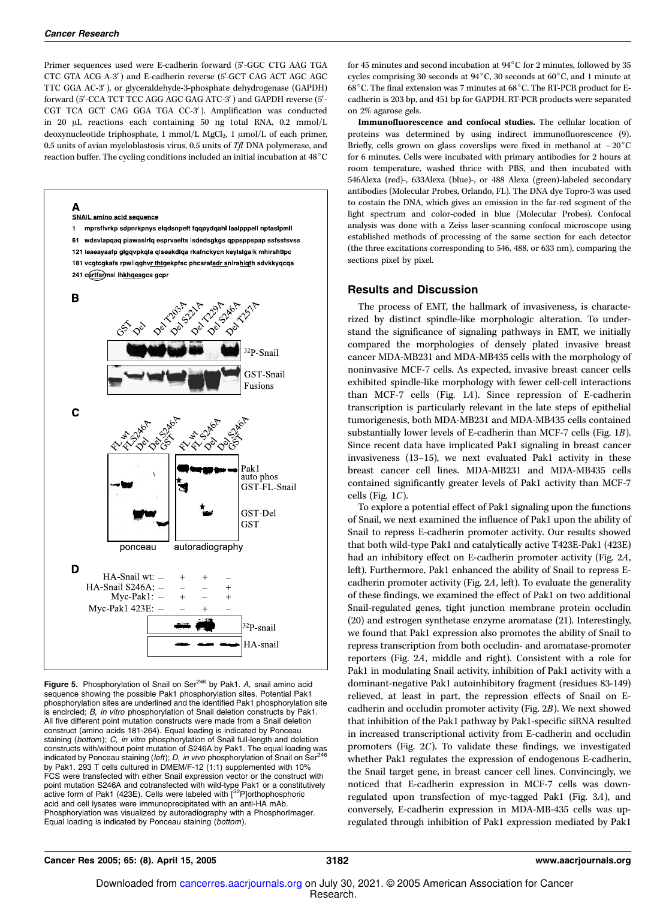Primer sequences used were E-cadherin forward (5′-GGC CTG AAG TGA CTC GTA ACG A-3′) and E-cadherin reverse (5′-GCT CAG ACT AGC AGC TTC GGA AC-3′), or glyceraldehyde-3-phosphate dehydrogenase (GAPDH) forward (5′-CCA TCT TCC AGG AGC GAG ATC-3′) and GAPDH reverse (5′-CGT TCA GCT CAG GGA TGA CC-3′). Amplification was conducted in 20 μL reactions each containing 50 ng total RNA, 0.2 mmol/L deoxynucleotide triphosphate, 1 mmol/L $MgCl_2$, 1 μmol/L of each primer, 0.5 units of avian myeloblastosis virus, 0.5 units of *Tfl* DNA polymerase, and reaction buffer. The cycling conditions included an initial incubation at 48°C for 45 minutes and second incubation at 94°C for 2 minutes, followed by 35 cycles comprising 30 seconds at 94°C, 30 seconds at 60°C, and 1 minute at 68°C. The final extension was 7 minutes at 68°C. The RT-PCR product for E-cadherin is 203 bp, and 451 bp for GAPDH. RT-PCR products were separated on 2% agarose gels.

**Immunofluorescence and confocal studies.** The cellular location of proteins was determined by using indirect immunofluorescence (9). Briefly, cells grown on glass coverslips were fixed in methanol at −20°C for 6 minutes. Cells were incubated with primary antibodies for 2 hours at room temperature, washed thrice with PBS, and then incubated with 546Alexa (red)-, 633Alexa (blue)-, or 488 Alexa (green)-labeled secondary antibodies (Molecular Probes, Orlando, FL). The DNA dye Topro-3 was used to costain the DNA, which gives an emission in the far-red segment of the light spectrum and color-coded in blue (Molecular Probes). Confocal analysis was done with a Zeiss laser-scanning confocal microscope using established methods of processing of the same section for each detector (the three excitations corresponding to 546, 488, or 633 nm), comparing the sections pixel by pixel.

**A**

SNAIL amino acid sequence

1 mprsflvrkp sdpnrkpnys elqdspneft fqqpydqahl laaipppell nptaslpmli

61 wdsvlapqaq piawaslrlq esprvaelts lsdedsgkgs qppsppspap ssfsstsvss

121 leaeayaafp glgqvpkqla qlseakdlqa rkafnckycn keylslgalk mhirshtlpc

181 vcgtcgkafs rpwllqghvr thtgekpfsc phcsrafadr snlrahlqth sdvkkyqcqa

241 cartfsrmsl lhkhqesgcs gcpr

**Figure 5.** Phosphorylation of Snail on Ser[246] by Pak1. *A,* snail amino acid sequence showing the possible Pak1 phosphorylation sites. Potential Pak1 phosphorylation sites are underlined and the identified Pak1 phosphorylation site is encircled; *B, in vitro* phosphorylation of Snail deletion constructs by Pak1. All five different point mutation constructs were made from a Snail deletion construct (amino acids 181-264). Equal loading is indicated by Ponceau staining (*bottom*); *C, in vitro* phosphorylation of Snail full-length and deletion constructs with/without point mutation of S246A by Pak1. The equal loading was indicated by Ponceau staining (*left*); *D, in vivo* phosphorylation of Snail on Ser[246] by Pak1. 293 T cells cultured in DMEM/F-12 (1:1) supplemented with 10% FCS were transfected with either Snail expression vector or the construct with point mutation S246A and cotransfected with wild-type Pak1 or a constitutively active form of Pak1 (423E). Cells were labeled with [$^{32}$P]orthophosphoric acid and cell lysates were immunoprecipitated with an anti-HA mAb. Phosphorylation was visualized by autoradiography with a PhosphorImager. Equal loading is indicated by Ponceau staining (*bottom*).

## Results and Discussion

The process of EMT, the hallmark of invasiveness, is characterized by distinct spindle-like morphologic alteration. To understand the significance of signaling pathways in EMT, we initially compared the morphologies of densely plated invasive breast cancer MDA-MB231 and MDA-MB435 cells with the morphology of noninvasive MCF-7 cells. As expected, invasive breast cancer cells exhibited spindle-like morphology with fewer cell-cell interactions than MCF-7 cells (Fig. 1*A*). Since repression of E-cadherin transcription is particularly relevant in the late steps of epithelial tumorigenesis, both MDA-MB231 and MDA-MB435 cells contained substantially lower levels of E-cadherin than MCF-7 cells (Fig. 1*B*). Since recent data have implicated Pak1 signaling in breast cancer invasiveness (13–15), we next evaluated Pak1 activity in these breast cancer cell lines. MDA-MB231 and MDA-MB435 cells contained significantly greater levels of Pak1 activity than MCF-7 cells (Fig. 1*C*).

To explore a potential effect of Pak1 signaling upon the functions of Snail, we next examined the influence of Pak1 upon the ability of Snail to repress E-cadherin promoter activity. Our results showed that both wild-type Pak1 and catalytically active T423E-Pak1 (423E) had an inhibitory effect on E-cadherin promoter activity (Fig. 2*A*, left). Furthermore, Pak1 enhanced the ability of Snail to repress E-cadherin promoter activity (Fig. 2*A*, left). To evaluate the generality of these findings, we examined the effect of Pak1 on two additional Snail-regulated genes, tight junction membrane protein occludin (20) and estrogen synthetase enzyme aromatase (21). Interestingly, we found that Pak1 expression also promotes the ability of Snail to repress transcription from both occludin- and aromatase-promoter reporters (Fig. 2*A*, middle and right). Consistent with a role for Pak1 in modulating Snail activity, inhibition of Pak1 activity with a dominant-negative Pak1 autoinhibitory fragment (residues 83-149) relieved, at least in part, the repression effects of Snail on E-cadherin and occludin promoter activity (Fig. 2*B*). We next showed that inhibition of the Pak1 pathway by Pak1-specific siRNA resulted in increased transcriptional activity from E-cadherin and occludin promoters (Fig. 2*C*). To validate these findings, we investigated whether Pak1 regulates the expression of endogenous E-cadherin, the Snail target gene, in breast cancer cell lines. Convincingly, we noticed that E-cadherin expression in MCF-7 cells was down-regulated upon transfection of myc-tagged Pak1 (Fig. 3*A*), and conversely, E-cadherin expression in MDA-MB-435 cells was up-regulated through inhibition of Pak1 expression mediated by Pak1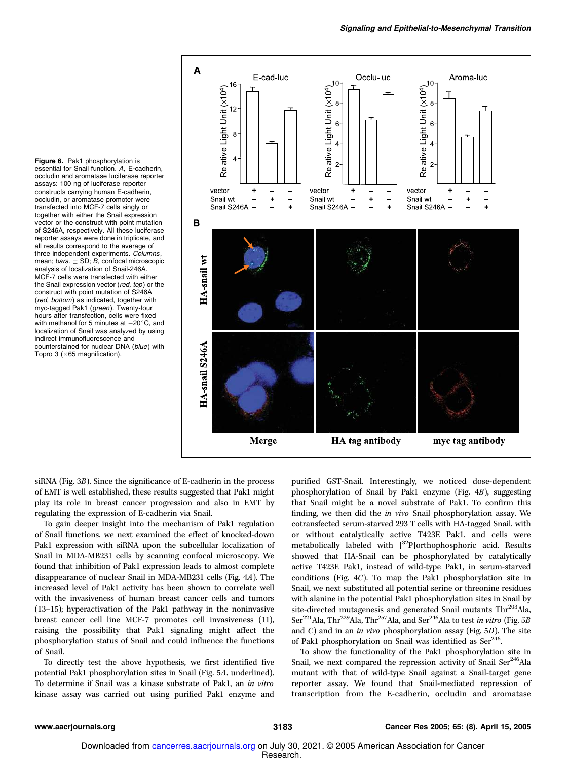**Figure 6.** Pak1 phosphorylation is essential for Snail function. *A,* E-cadherin, occludin and aromatase luciferase reporter assays: 100 ng of luciferase reporter constructs carrying human E-cadherin, occludin, or aromatase promoter were transfected into MCF-7 cells singly or together with either the Snail expression vector or the construct with point mutation of S246A, respectively. All these luciferase reporter assays were done in triplicate, and all results correspond to the average of three independent experiments. *Columns*, mean; *bars*, ± SD; *B,* confocal microscopic analysis of localization of Snail-246A. MCF-7 cells were transfected with either the Snail expression vector (*red, top*) or the construct with point mutation of S246A (*red, bottom*) as indicated, together with myc-tagged Pak1 (*green*). Twenty-four hours after transfection, cells were fixed with methanol for 5 minutes at −20°C, and localization of Snail was analyzed by using indirect immunofluorescence and counterstained for nuclear DNA (*blue*) with Topro 3 (×65 magnification).

siRNA (Fig. 3*B*). Since the significance of E-cadherin in the process of EMT is well established, these results suggested that Pak1 might play its role in breast cancer progression and also in EMT by regulating the expression of E-cadherin via Snail.

To gain deeper insight into the mechanism of Pak1 regulation of Snail functions, we next examined the effect of knocked-down Pak1 expression with siRNA upon the subcellular localization of Snail in MDA-MB231 cells by scanning confocal microscopy. We found that inhibition of Pak1 expression leads to almost complete disappearance of nuclear Snail in MDA-MB231 cells (Fig. 4*A*). The increased level of Pak1 activity has been shown to correlate well with the invasiveness of human breast cancer cells and tumors (13–15); hyperactivation of the Pak1 pathway in the noninvasive breast cancer cell line MCF-7 promotes cell invasiveness (11), raising the possibility that Pak1 signaling might affect the phosphorylation status of Snail and could influence the functions of Snail.

To directly test the above hypothesis, we first identified five potential Pak1 phosphorylation sites in Snail (Fig. 5*A*, underlined). To determine if Snail was a kinase substrate of Pak1, an *in vitro* kinase assay was carried out using purified Pak1 enzyme and purified GST-Snail. Interestingly, we noticed dose-dependent phosphorylation of Snail by Pak1 enzyme (Fig. 4*B*), suggesting that Snail might be a novel substrate of Pak1. To confirm this finding, we then did the *in vivo* Snail phosphorylation assay. We cotransfected serum-starved 293 T cells with HA-tagged Snail, with or without catalytically active T423E Pak1, and cells were metabolically labeled with [$^{32}$P]orthophosphoric acid. Results showed that HA-Snail can be phosphorylated by catalytically active T423E Pak1, instead of wild-type Pak1, in serum-starved conditions (Fig. 4*C*). To map the Pak1 phosphorylation site in Snail, we next substituted all potential serine or threonine residues with alanine in the potential Pak1 phosphorylation sites in Snail by site-directed mutagenesis and generated Snail mutants Thr$^{203}$Ala, Ser$^{221}$Ala, Thr$^{229}$Ala, Thr$^{257}$Ala, and Ser$^{246}$Ala to test *in vitro* (Fig. 5*B* and *C*) and in an *in vivo* phosphorylation assay (Fig. 5*D*). The site of Pak1 phosphorylation on Snail was identified as Ser$^{246}$.

To show the functionality of the Pak1 phosphorylation site in Snail, we next compared the repression activity of Snail Ser$^{246}$Ala mutant with that of wild-type Snail against a Snail-target gene reporter assay. We found that Snail-mediated repression of transcription from the E-cadherin, occludin and aromatase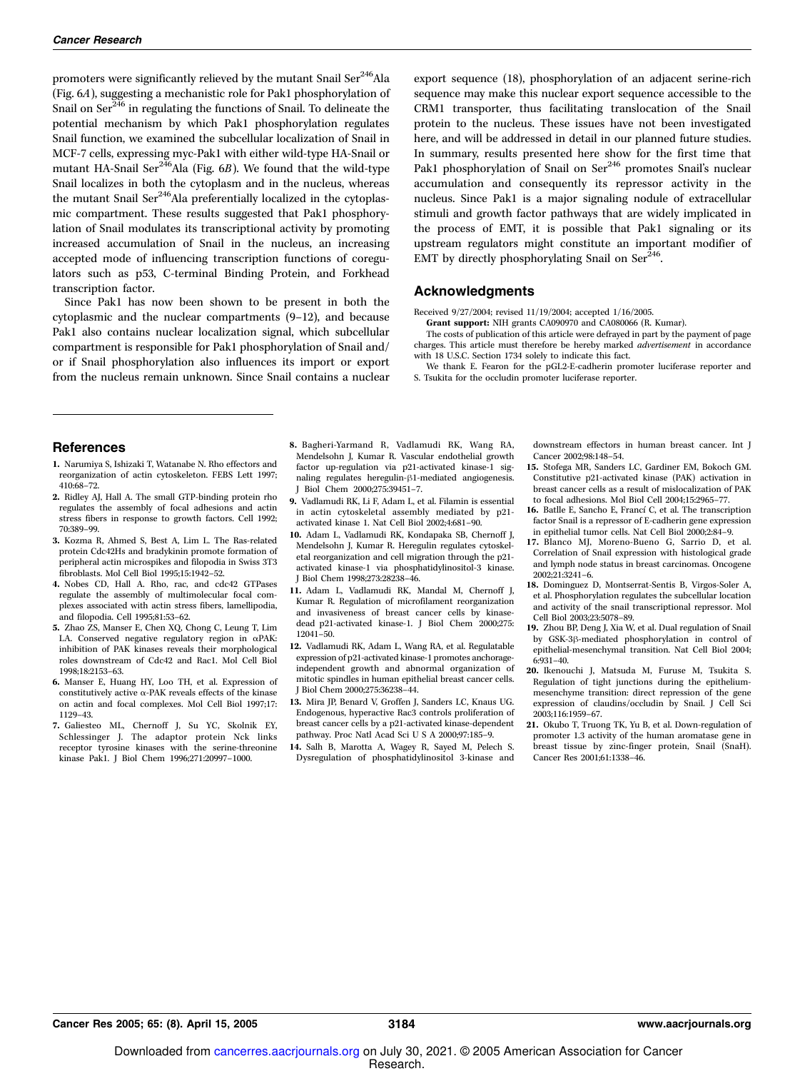promoters were significantly relieved by the mutant Snail Ser$^{246}$Ala (Fig. 6*A*), suggesting a mechanistic role for Pak1 phosphorylation of Snail on Ser$^{246}$ in regulating the functions of Snail. To delineate the potential mechanism by which Pak1 phosphorylation regulates Snail function, we examined the subcellular localization of Snail in MCF-7 cells, expressing myc-Pak1 with either wild-type HA-Snail or mutant HA-Snail Ser$^{246}$Ala (Fig. 6*B*). We found that the wild-type Snail localizes in both the cytoplasm and in the nucleus, whereas the mutant Snail Ser$^{246}$Ala preferentially localized in the cytoplasmic compartment. These results suggested that Pak1 phosphorylation of Snail modulates its transcriptional activity by promoting increased accumulation of Snail in the nucleus, an increasing accepted mode of influencing transcription functions of coregulators such as p53, C-terminal Binding Protein, and Forkhead transcription factor.

Since Pak1 has now been shown to be present in both the cytoplasmic and the nuclear compartments (9–12), and because Pak1 also contains nuclear localization signal, which subcellular compartment is responsible for Pak1 phosphorylation of Snail and/or if Snail phosphorylation also influences its import or export from the nucleus remain unknown. Since Snail contains a nuclear export sequence (18), phosphorylation of an adjacent serine-rich sequence may make this nuclear export sequence accessible to the CRM1 transporter, thus facilitating translocation of the Snail protein to the nucleus. These issues have not been investigated here, and will be addressed in detail in our planned future studies. In summary, results presented here show for the first time that Pak1 phosphorylation of Snail on Ser$^{246}$ promotes Snail's nuclear accumulation and consequently its repressor activity in the nucleus. Since Pak1 is a major signaling nodule of extracellular stimuli and growth factor pathways that are widely implicated in the process of EMT, it is possible that Pak1 signaling or its upstream regulators might constitute an important modifier of EMT by directly phosphorylating Snail on Ser$^{246}$.

## Acknowledgments

Received 9/27/2004; revised 11/19/2004; accepted 1/16/2005.

**Grant support:** NIH grants CA090970 and CA080066 (R. Kumar).

The costs of publication of this article were defrayed in part by the payment of page charges. This article must therefore be hereby marked *advertisement* in accordance with 18 U.S.C. Section 1734 solely to indicate this fact.

We thank E. Fearon for the pGL2-E-cadherin promoter luciferase reporter and S. Tsukita for the occludin promoter luciferase reporter.

## References

1. Narumiya S, Ishizaki T, Watanabe N. Rho effectors and reorganization of actin cytoskeleton. FEBS Lett 1997; 410:68–72.
2. Ridley AJ, Hall A. The small GTP-binding protein rho regulates the assembly of focal adhesions and actin stress fibers in response to growth factors. Cell 1992; 70:389–99.
3. Kozma R, Ahmed S, Best A, Lim L. The Ras-related protein Cdc42Hs and bradykinin promote formation of peripheral actin microspikes and filopodia in Swiss 3T3 fibroblasts. Mol Cell Biol 1995;15:1942–52.
4. Nobes CD, Hall A. Rho, rac, and cdc42 GTPases regulate the assembly of multimolecular focal complexes associated with actin stress fibers, lamellipodia, and filopodia. Cell 1995;81:53–62.
5. Zhao ZS, Manser E, Chen XQ, Chong C, Leung T, Lim LA. Conserved negative regulatory region in αPAK: inhibition of PAK kinases reveals their morphological roles downstream of Cdc42 and Rac1. Mol Cell Biol 1998;18:2153–63.
6. Manser E, Huang HY, Loo TH, et al. Expression of constitutively active α-PAK reveals effects of the kinase on actin and focal complexes. Mol Cell Biol 1997;17: 1129–43.
7. Galiesteo ML, Chernoff J, Su YC, Skolnik EY, Schlessinger J. The adaptor protein Nck links receptor tyrosine kinases with the serine-threonine kinase Pak1. J Biol Chem 1996;271:20997–1000.
8. Bagheri-Yarmand R, Vadlamudi RK, Wang RA, Mendelsohn J, Kumar R. Vascular endothelial growth factor up-regulation via p21-activated kinase-1 signaling regulates heregulin-β1-mediated angiogenesis. J Biol Chem 2000;275:39451–7.
9. Vadlamudi RK, Li F, Adam L, et al. Filamin is essential in actin cytoskeletal assembly mediated by p21-activated kinase 1. Nat Cell Biol 2002;4:681–90.
10. Adam L, Vadlamudi RK, Kondapaka SB, Chernoff J, Mendelsohn J, Kumar R. Heregulin regulates cytoskeletal reorganization and cell migration through the p21-activated kinase-1 via phosphatidylinositol-3 kinase. J Biol Chem 1998;273:28238–46.
11. Adam L, Vadlamudi RK, Mandal M, Chernoff J, Kumar R. Regulation of microfilament reorganization and invasiveness of breast cancer cells by kinase-dead p21-activated kinase-1. J Biol Chem 2000;275: 12041–50.
12. Vadlamudi RK, Adam L, Wang RA, et al. Regulatable expression of p21-activated kinase-1 promotes anchorage-independent growth and abnormal organization of mitotic spindles in human epithelial breast cancer cells. J Biol Chem 2000;275:36238–44.
13. Mira JP, Benard V, Groffen J, Sanders LC, Knaus UG. Endogenous, hyperactive Rac3 controls proliferation of breast cancer cells by a p21-activated kinase-dependent pathway. Proc Natl Acad Sci U S A 2000;97:185–9.
14. Salh B, Marotta A, Wagey R, Sayed M, Pelech S. Dysregulation of phosphatidylinositol 3-kinase and downstream effectors in human breast cancer. Int J Cancer 2002;98:148–54.
15. Stofega MR, Sanders LC, Gardiner EM, Bokoch GM. Constitutive p21-activated kinase (PAK) activation in breast cancer cells as a result of mislocalization of PAK to focal adhesions. Mol Biol Cell 2004;15:2965–77.
16. Batlle E, Sancho E, Francí C, et al. The transcription factor Snail is a repressor of E-cadherin gene expression in epithelial tumor cells. Nat Cell Biol 2000;2:84–9.
17. Blanco MJ, Moreno-Bueno G, Sarrio D, et al. Correlation of Snail expression with histological grade and lymph node status in breast carcinomas. Oncogene 2002;21:3241–6.
18. Dominguez D, Montserrat-Sentis B, Virgos-Soler A, et al. Phosphorylation regulates the subcellular location and activity of the snail transcriptional repressor. Mol Cell Biol 2003;23:5078–89.
19. Zhou BP, Deng J, Xia W, et al. Dual regulation of Snail by GSK-3β-mediated phosphorylation in control of epithelial-mesenchymal transition. Nat Cell Biol 2004; 6:931–40.
20. Ikenouchi J, Matsuda M, Furuse M, Tsukita S. Regulation of tight junctions during the epithelium-mesenchyme transition: direct repression of the gene expression of claudins/occludin by Snail. J Cell Sci 2003;116:1959–67.
21. Okubo T, Truong TK, Yu B, et al. Down-regulation of promoter 1.3 activity of the human aromatase gene in breast tissue by zinc-finger protein, Snail (SnaH). Cancer Res 2001;61:1338–46.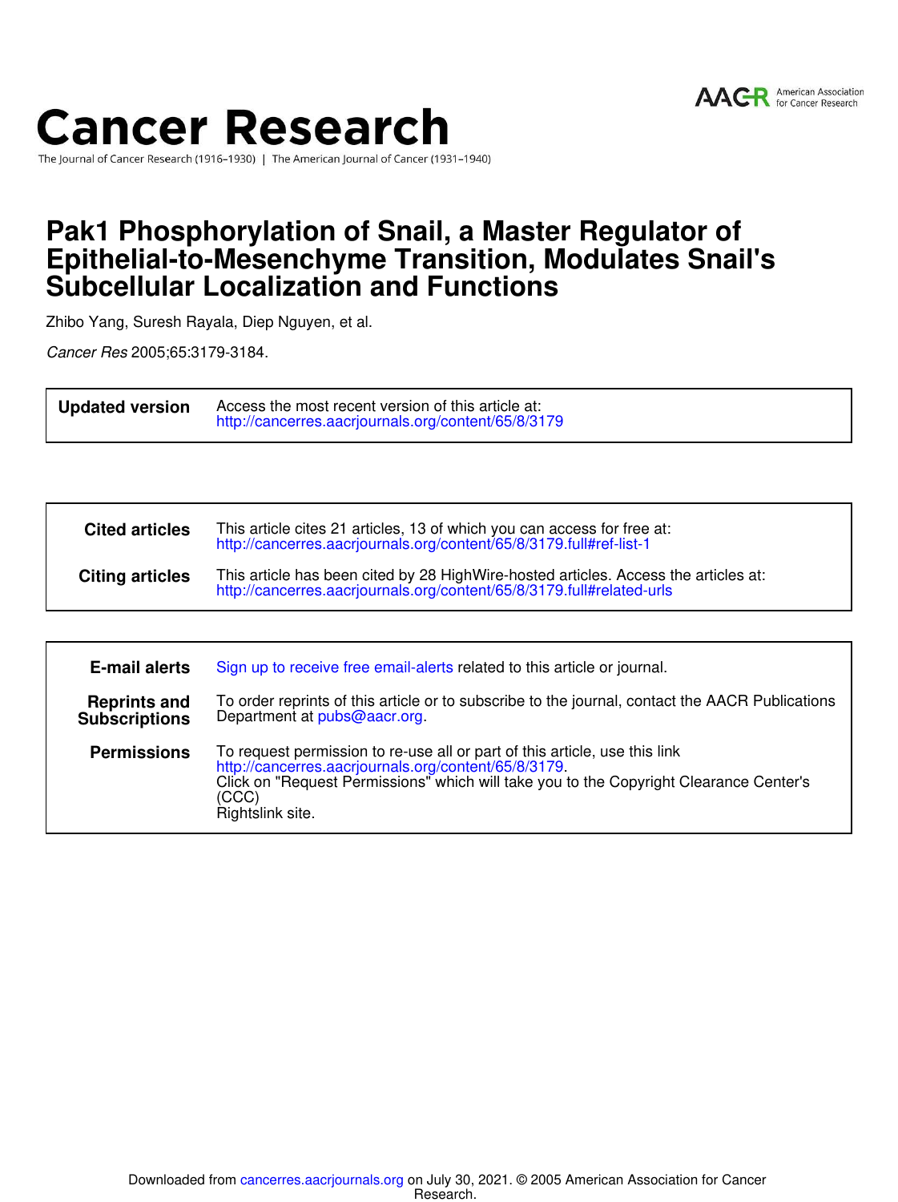# Cancer Research

The Journal of Cancer Research (1916–1930) | The American Journal of Cancer (1931–1940)

# Pak1 Phosphorylation of Snail, a Master Regulator of Epithelial-to-Mesenchyme Transition, Modulates Snail's Subcellular Localization and Functions

Zhibo Yang, Suresh Rayala, Diep Nguyen, et al.

*Cancer Res* 2005;65:3179-3184.

| | |
|---|---|
| **Updated version** | Access the most recent version of this article at: http://cancerres.aacrjournals.org/content/65/8/3179 |

| | |
|---|---|
| **Cited articles** | This article cites 21 articles, 13 of which you can access for free at: http://cancerres.aacrjournals.org/content/65/8/3179.full#ref-list-1 |
| **Citing articles** | This article has been cited by 28 HighWire-hosted articles. Access the articles at: http://cancerres.aacrjournals.org/content/65/8/3179.full#related-urls |

| | |
|---|---|
| **E-mail alerts** | Sign up to receive free email-alerts related to this article or journal. |
| **Reprints and Subscriptions** | To order reprints of this article or to subscribe to the journal, contact the AACR Publications Department at pubs@aacr.org. |
| **Permissions** | To request permission to re-use all or part of this article, use this link http://cancerres.aacrjournals.org/content/65/8/3179. Click on "Request Permissions" which will take you to the Copyright Clearance Center's (CCC) Rightslink site. |

Downloaded from cancerres.aacrjournals.org on July 30, 2021. © 2005 American Association for Cancer Research.